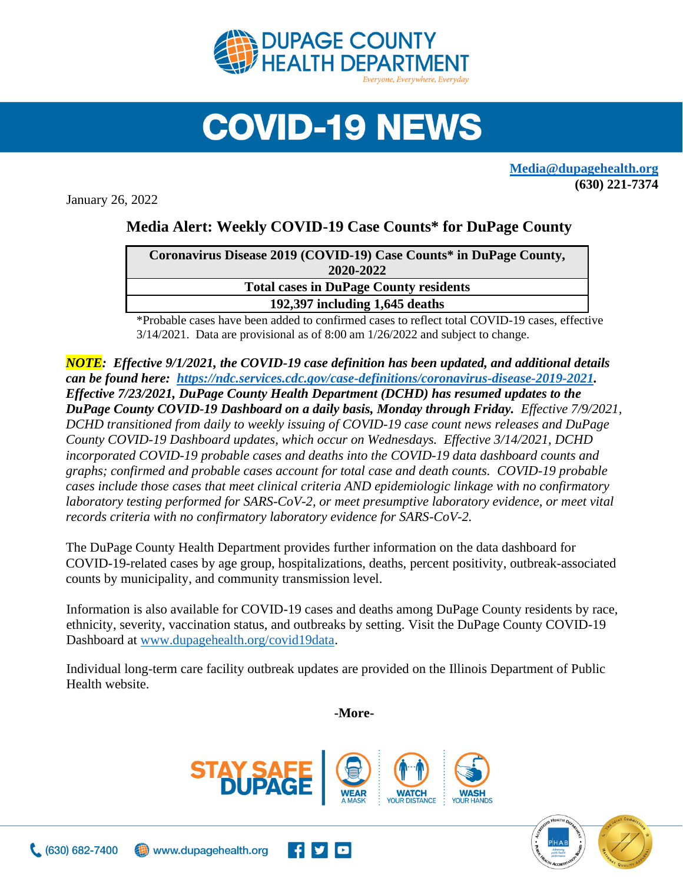# DUPAGE COUNTY HEALTH DEPARTMENT

*Everyone, Everywhere, Everyday*

# COVID-19 NEWS

**Media@dupagehealth.org**
**(630) 221-7374**

January 26, 2022

## Media Alert: Weekly COVID-19 Case Counts* for DuPage County

| Coronavirus Disease 2019 (COVID-19) Case Counts* in DuPage County, 2020-2022 |
|---|
| **Total cases in DuPage County residents** |
| **192,397 including 1,645 deaths** |

*Probable cases have been added to confirmed cases to reflect total COVID-19 cases, effective 3/14/2021. Data are provisional as of 8:00 am 1/26/2022 and subject to change.

***NOTE**: Effective 9/1/2021, the COVID-19 case definition has been updated, and additional details can be found here: https://ndc.services.cdc.gov/case-definitions/coronavirus-disease-2019-2021. Effective 7/23/2021, DuPage County Health Department (DCHD) has resumed updates to the DuPage County COVID-19 Dashboard on a daily basis, Monday through Friday.* *Effective 7/9/2021, DCHD transitioned from daily to weekly issuing of COVID-19 case count news releases and DuPage County COVID-19 Dashboard updates, which occur on Wednesdays. Effective 3/14/2021, DCHD incorporated COVID-19 probable cases and deaths into the COVID-19 data dashboard counts and graphs; confirmed and probable cases account for total case and death counts. COVID-19 probable cases include those cases that meet clinical criteria AND epidemiologic linkage with no confirmatory laboratory testing performed for SARS-CoV-2, or meet presumptive laboratory evidence, or meet vital records criteria with no confirmatory laboratory evidence for SARS-CoV-2.*

The DuPage County Health Department provides further information on the data dashboard for COVID-19-related cases by age group, hospitalizations, deaths, percent positivity, outbreak-associated counts by municipality, and community transmission level.

Information is also available for COVID-19 cases and deaths among DuPage County residents by race, ethnicity, severity, vaccination status, and outbreaks by setting. Visit the DuPage County COVID-19 Dashboard at www.dupagehealth.org/covid19data.

Individual long-term care facility outbreak updates are provided on the Illinois Department of Public Health website.

**-More-**

STAY SAFE DUPAGE | WEAR A MASK | WATCH YOUR DISTANCE | WASH YOUR HANDS

(630) 682-7400 | www.dupagehealth.org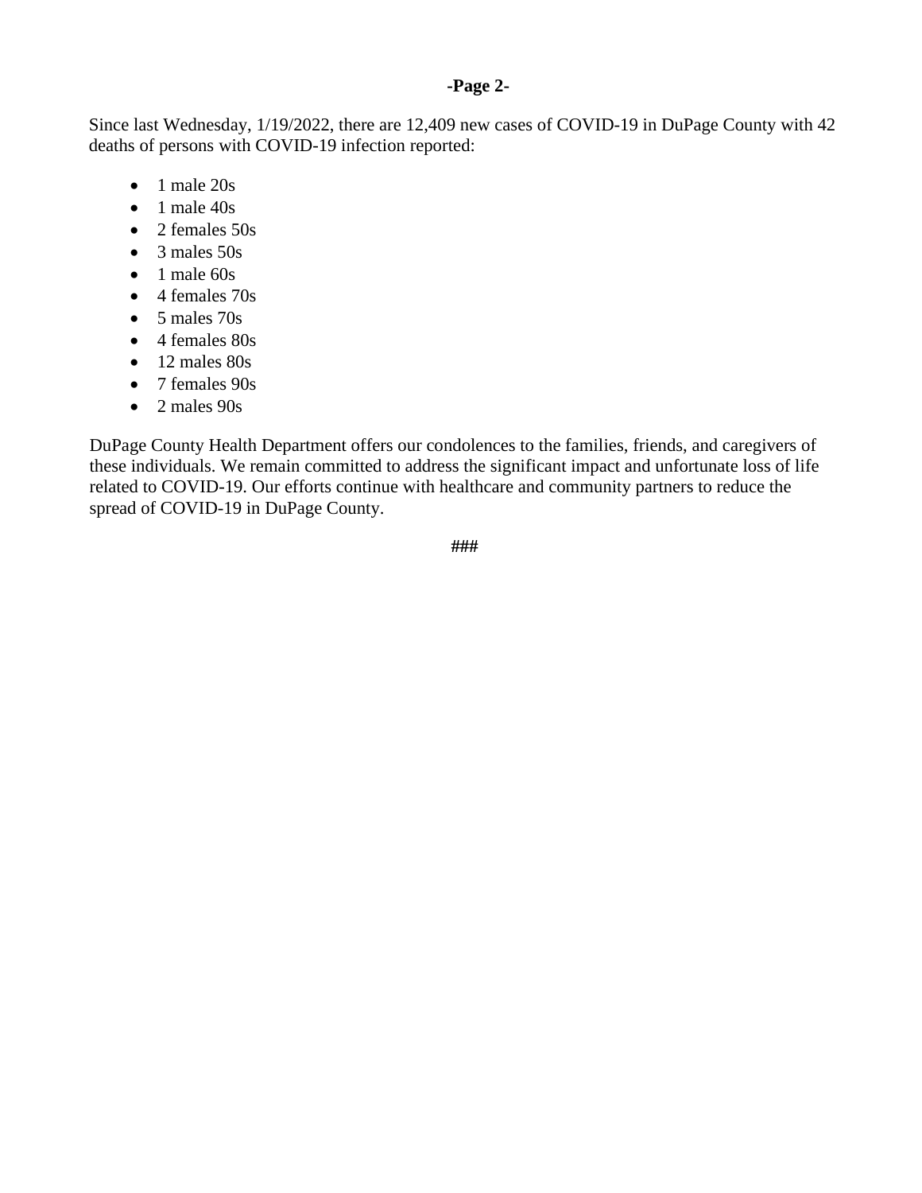Since last Wednesday, 1/19/2022, there are 12,409 new cases of COVID-19 in DuPage County with 42 deaths of persons with COVID-19 infection reported:

- 1 male 20s
- 1 male 40s
- 2 females 50s
- 3 males 50s
- 1 male 60s
- 4 females 70s
- 5 males 70s
- 4 females 80s
- 12 males 80s
- 7 females 90s
- 2 males 90s

DuPage County Health Department offers our condolences to the families, friends, and caregivers of these individuals. We remain committed to address the significant impact and unfortunate loss of life related to COVID-19. Our efforts continue with healthcare and community partners to reduce the spread of COVID-19 in DuPage County.

**###**